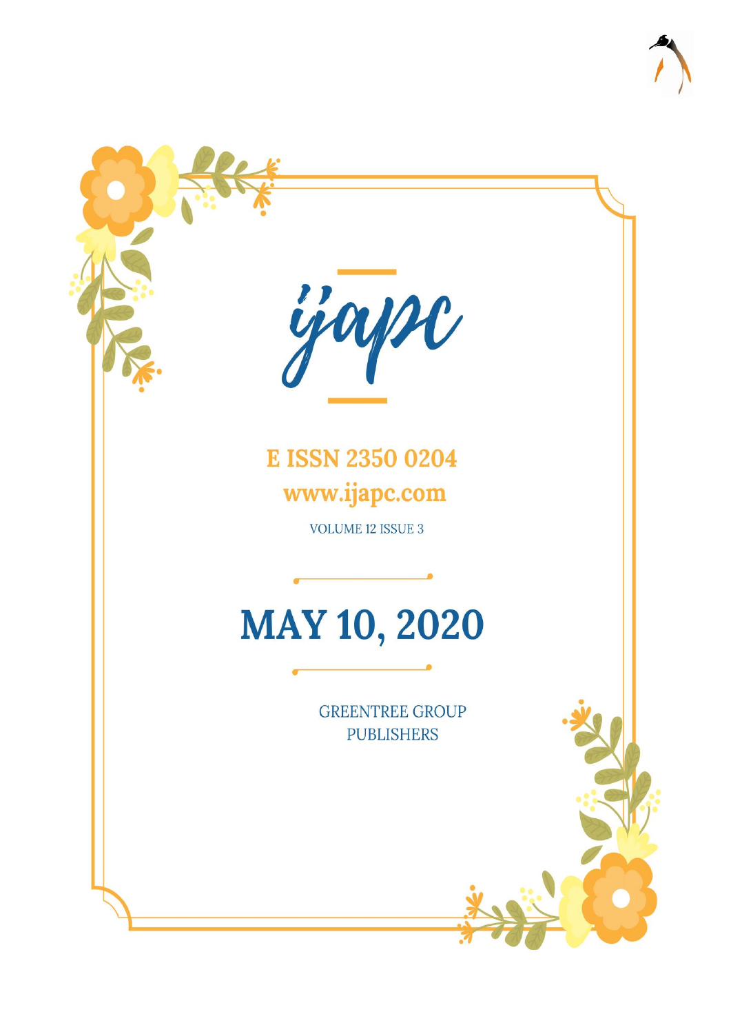# ijapc

**E ISSN 2350 0204**

**www.ijapc.com**

VOLUME 12 ISSUE 3

# MAY 10, 2020

GREENTREE GROUP PUBLISHERS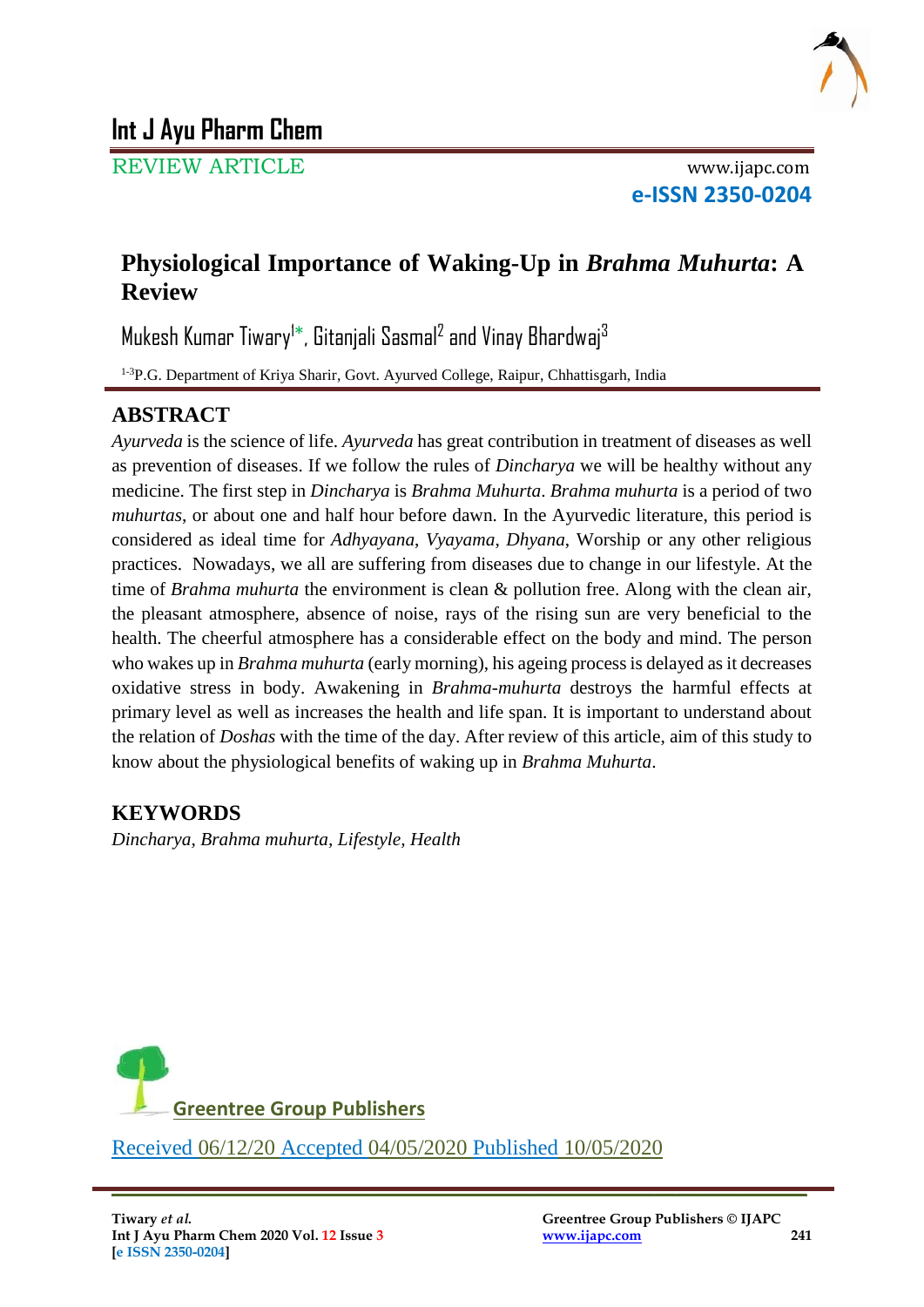## REVIEW ARTICLE

# Physiological Importance of Waking-Up in *Brahma Muhurta*: A Review

Mukesh Kumar Tiwary[1]*, Gitanjali Sasmal[2] and Vinay Bhardwaj[3]

[1-3]P.G. Department of Kriya Sharir, Govt. Ayurved College, Raipur, Chhattisgarh, India

## ABSTRACT

*Ayurveda* is the science of life. *Ayurveda* has great contribution in treatment of diseases as well as prevention of diseases. If we follow the rules of *Dincharya* we will be healthy without any medicine. The first step in *Dincharya* is *Brahma Muhurta*. *Brahma muhurta* is a period of two *muhurtas*, or about one and half hour before dawn. In the Ayurvedic literature, this period is considered as ideal time for *Adhyayana*, *Vyayama*, *Dhyana*, Worship or any other religious practices. Nowadays, we all are suffering from diseases due to change in our lifestyle. At the time of *Brahma muhurta* the environment is clean & pollution free. Along with the clean air, the pleasant atmosphere, absence of noise, rays of the rising sun are very beneficial to the health. The cheerful atmosphere has a considerable effect on the body and mind. The person who wakes up in *Brahma muhurta* (early morning), his ageing process is delayed as it decreases oxidative stress in body. Awakening in *Brahma-muhurta* destroys the harmful effects at primary level as well as increases the health and life span. It is important to understand about the relation of *Doshas* with the time of the day. After review of this article, aim of this study to know about the physiological benefits of waking up in *Brahma Muhurta*.

## KEYWORDS

*Dincharya, Brahma muhurta, Lifestyle, Health*

Greentree Group Publishers

Received 06/12/20 Accepted 04/05/2020 Published 10/05/2020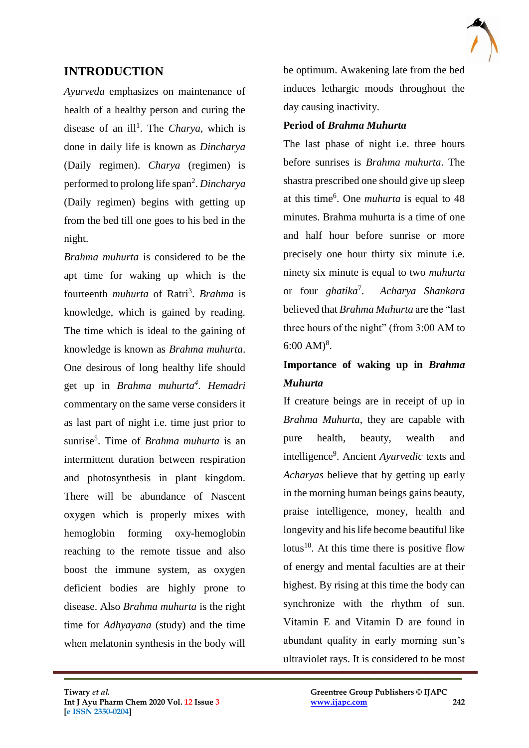## INTRODUCTION

*Ayurveda* emphasizes on maintenance of health of a healthy person and curing the disease of an ill[1]. The *Charya*, which is done in daily life is known as *Dincharya* (Daily regimen). *Charya* (regimen) is performed to prolong life span[2]. *Dincharya* (Daily regimen) begins with getting up from the bed till one goes to his bed in the night.

*Brahma muhurta* is considered to be the apt time for waking up which is the fourteenth *muhurta* of Ratri[3]. *Brahma* is knowledge, which is gained by reading. The time which is ideal to the gaining of knowledge is known as *Brahma muhurta*. One desirous of long healthy life should get up in *Brahma muhurta*[4]. *Hemadri* commentary on the same verse considers it as last part of night i.e. time just prior to sunrise[5]. Time of *Brahma muhurta* is an intermittent duration between respiration and photosynthesis in plant kingdom. There will be abundance of Nascent oxygen which is properly mixes with hemoglobin forming oxy-hemoglobin reaching to the remote tissue and also boost the immune system, as oxygen deficient bodies are highly prone to disease. Also *Brahma muhurta* is the right time for *Adhyayana* (study) and the time when melatonin synthesis in the body will be optimum. Awakening late from the bed induces lethargic moods throughout the day causing inactivity.

**Period of *Brahma Muhurta***

The last phase of night i.e. three hours before sunrises is *Brahma muhurta*. The shastra prescribed one should give up sleep at this time[6]. One *muhurta* is equal to 48 minutes. Brahma muhurta is a time of one and half hour before sunrise or more precisely one hour thirty six minute i.e. ninety six minute is equal to two *muhurta* or four *ghatika*[7]. *Acharya Shankara* believed that *Brahma Muhurta* are the "last three hours of the night" (from 3:00 AM to 6:00 AM)[8].

**Importance of waking up in *Brahma Muhurta***

If creature beings are in receipt of up in *Brahma Muhurta*, they are capable with pure health, beauty, wealth and intelligence[9]. Ancient *Ayurvedic* texts and *Acharyas* believe that by getting up early in the morning human beings gains beauty, praise intelligence, money, health and longevity and his life become beautiful like lotus[10]. At this time there is positive flow of energy and mental faculties are at their highest. By rising at this time the body can synchronize with the rhythm of sun. Vitamin E and Vitamin D are found in abundant quality in early morning sun's ultraviolet rays. It is considered to be most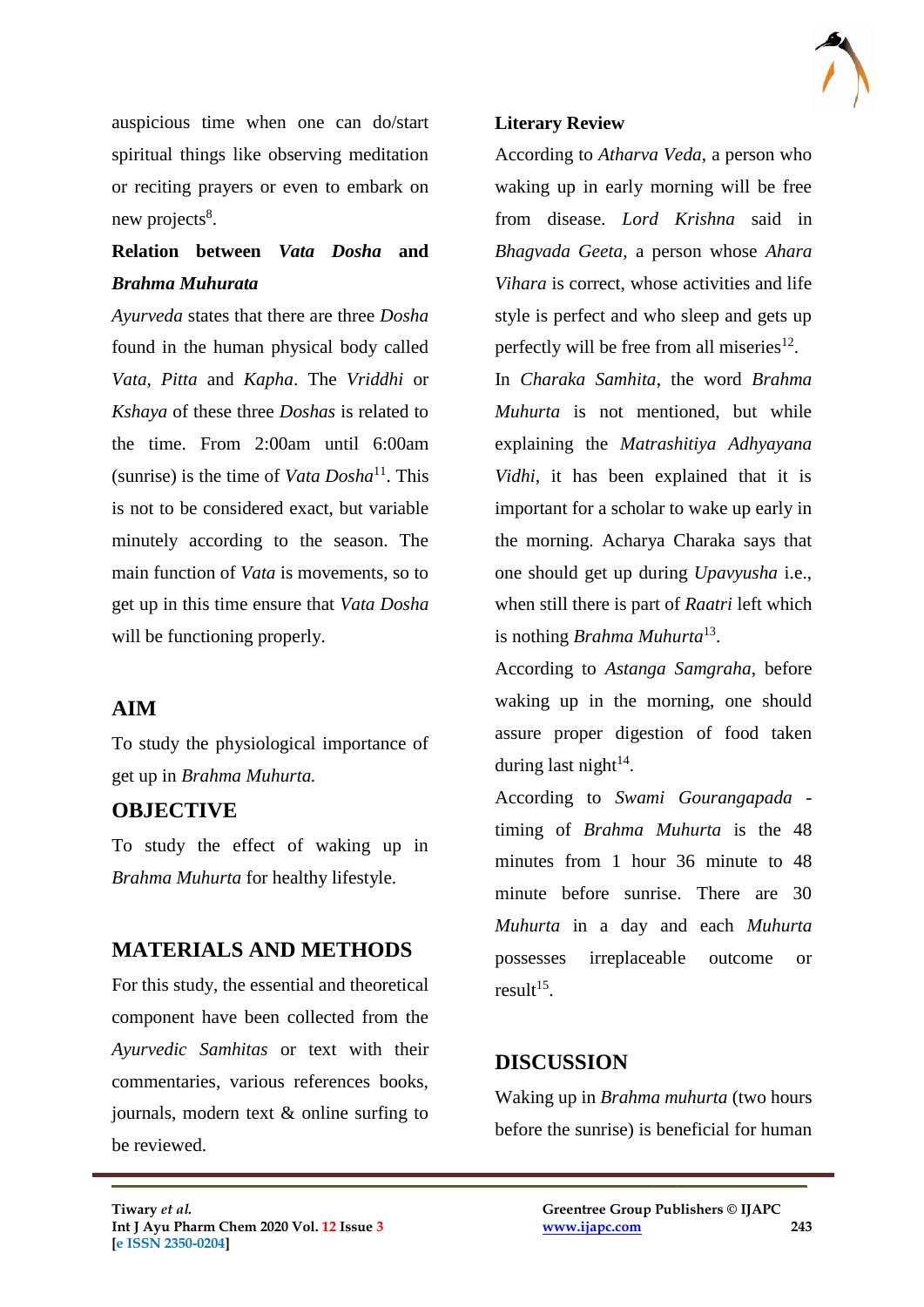auspicious time when one can do/start spiritual things like observing meditation or reciting prayers or even to embark on new projects[8].

**Relation between *Vata Dosha* and *Brahma Muhurata***

*Ayurveda* states that there are three *Dosha* found in the human physical body called *Vata*, *Pitta* and *Kapha*. The *Vriddhi* or *Kshaya* of these three *Doshas* is related to the time. From 2:00am until 6:00am (sunrise) is the time of *Vata Dosha*[11]. This is not to be considered exact, but variable minutely according to the season. The main function of *Vata* is movements, so to get up in this time ensure that *Vata Dosha* will be functioning properly.

## AIM

To study the physiological importance of get up in *Brahma Muhurta.*

## OBJECTIVE

To study the effect of waking up in *Brahma Muhurta* for healthy lifestyle.

## MATERIALS AND METHODS

For this study, the essential and theoretical component have been collected from the *Ayurvedic Samhitas* or text with their commentaries, various references books, journals, modern text & online surfing to be reviewed.

**Literary Review**

According to *Atharva Veda*, a person who waking up in early morning will be free from disease. *Lord Krishna* said in *Bhagvada Geeta*, a person whose *Ahara Vihara* is correct, whose activities and life style is perfect and who sleep and gets up perfectly will be free from all miseries[12].

In *Charaka Samhita*, the word *Brahma Muhurta* is not mentioned, but while explaining the *Matrashitiya Adhyayana Vidhi*, it has been explained that it is important for a scholar to wake up early in the morning. Acharya Charaka says that one should get up during *Upavyusha* i.e., when still there is part of *Raatri* left which is nothing *Brahma Muhurta*[13].

According to *Astanga Samgraha*, before waking up in the morning, one should assure proper digestion of food taken during last night[14].

According to *Swami Gourangapada* - timing of *Brahma Muhurta* is the 48 minutes from 1 hour 36 minute to 48 minute before sunrise. There are 30 *Muhurta* in a day and each *Muhurta* possesses irreplaceable outcome or result[15].

## DISCUSSION

Waking up in *Brahma muhurta* (two hours before the sunrise) is beneficial for human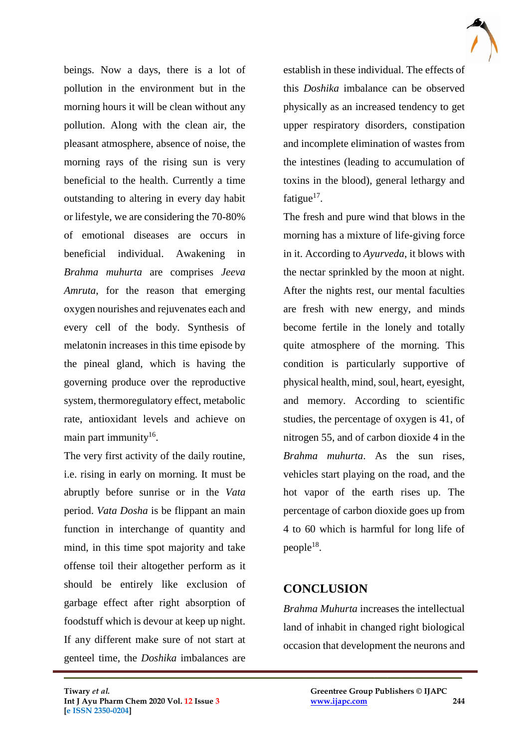beings. Now a days, there is a lot of pollution in the environment but in the morning hours it will be clean without any pollution. Along with the clean air, the pleasant atmosphere, absence of noise, the morning rays of the rising sun is very beneficial to the health. Currently a time outstanding to altering in every day habit or lifestyle, we are considering the 70-80% of emotional diseases are occurs in beneficial individual. Awakening in *Brahma muhurta* are comprises *Jeeva Amruta*, for the reason that emerging oxygen nourishes and rejuvenates each and every cell of the body. Synthesis of melatonin increases in this time episode by the pineal gland, which is having the governing produce over the reproductive system, thermoregulatory effect, metabolic rate, antioxidant levels and achieve on main part immunity[16].

The very first activity of the daily routine, i.e. rising in early on morning. It must be abruptly before sunrise or in the *Vata* period. *Vata Dosha* is be flippant an main function in interchange of quantity and mind, in this time spot majority and take offense toil their altogether perform as it should be entirely like exclusion of garbage effect after right absorption of foodstuff which is devour at keep up night. If any different make sure of not start at genteel time, the *Doshika* imbalances are establish in these individual. The effects of this *Doshika* imbalance can be observed physically as an increased tendency to get upper respiratory disorders, constipation and incomplete elimination of wastes from the intestines (leading to accumulation of toxins in the blood), general lethargy and fatigue[17].

The fresh and pure wind that blows in the morning has a mixture of life-giving force in it. According to *Ayurveda*, it blows with the nectar sprinkled by the moon at night. After the nights rest, our mental faculties are fresh with new energy, and minds become fertile in the lonely and totally quite atmosphere of the morning. This condition is particularly supportive of physical health, mind, soul, heart, eyesight, and memory. According to scientific studies, the percentage of oxygen is 41, of nitrogen 55, and of carbon dioxide 4 in the *Brahma muhurta*. As the sun rises, vehicles start playing on the road, and the hot vapor of the earth rises up. The percentage of carbon dioxide goes up from 4 to 60 which is harmful for long life of people[18].

## CONCLUSION

*Brahma Muhurta* increases the intellectual land of inhabit in changed right biological occasion that development the neurons and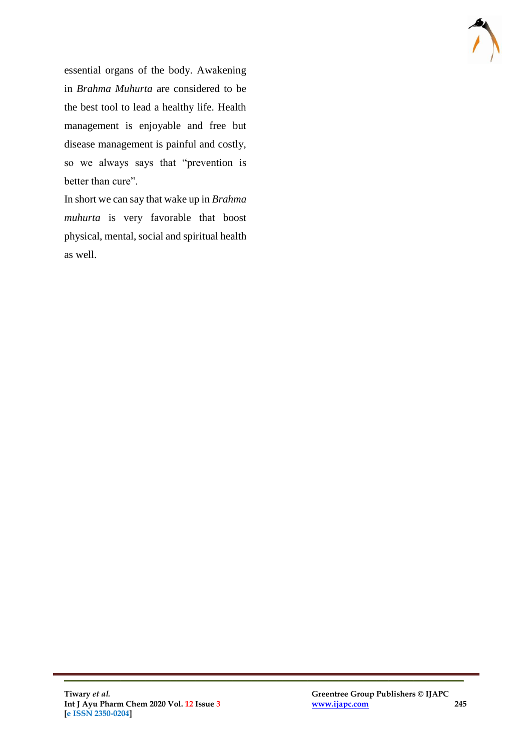essential organs of the body. Awakening in *Brahma Muhurta* are considered to be the best tool to lead a healthy life. Health management is enjoyable and free but disease management is painful and costly, so we always says that "prevention is better than cure".

In short we can say that wake up in *Brahma muhurta* is very favorable that boost physical, mental, social and spiritual health as well.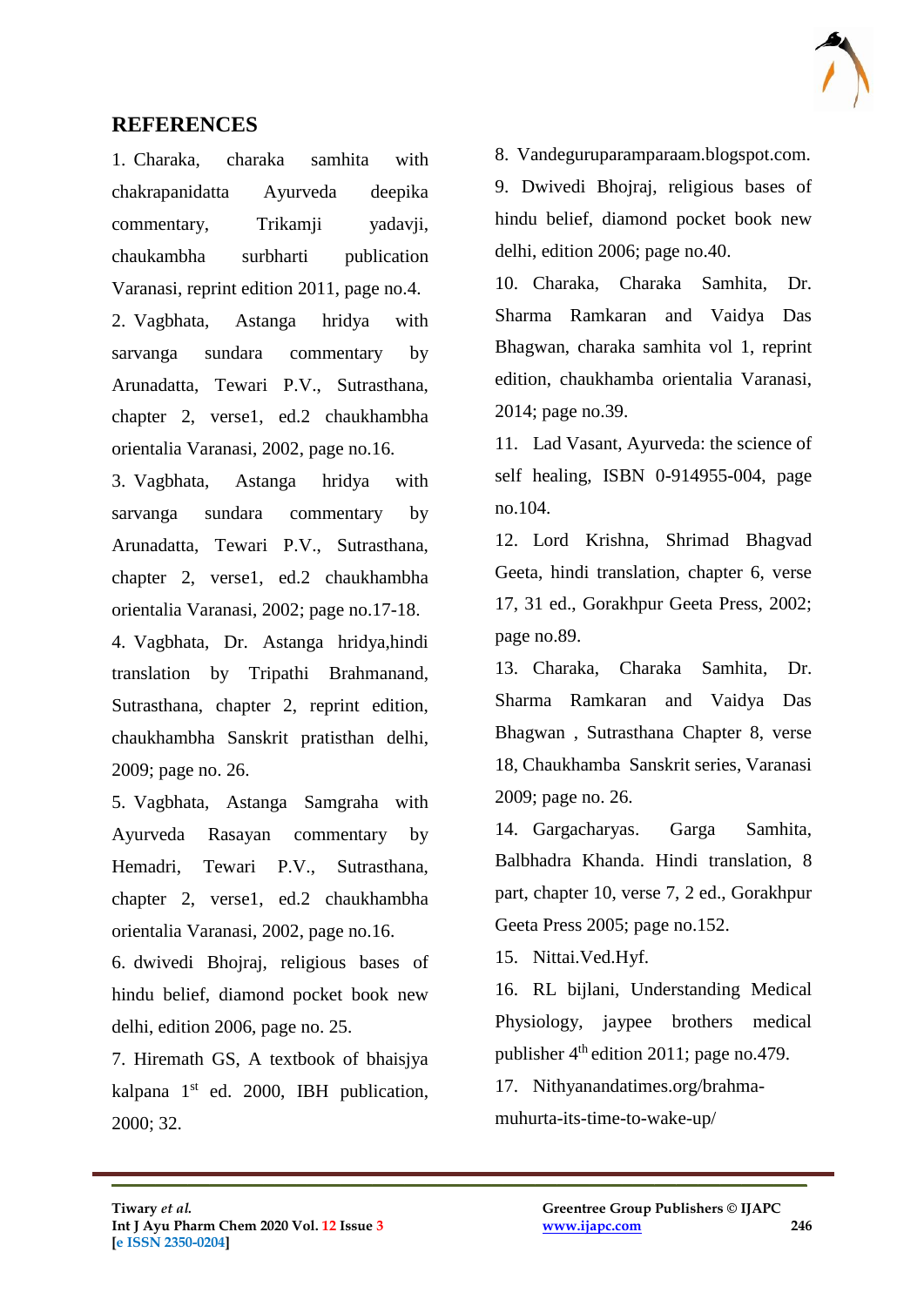## REFERENCES

1. Charaka, charaka samhita with chakrapanidatta Ayurveda deepika commentary, Trikamji yadavji, chaukambha surbharti publication Varanasi, reprint edition 2011, page no.4.
2. Vagbhata, Astanga hridya with sarvanga sundara commentary by Arunadatta, Tewari P.V., Sutrasthana, chapter 2, verse1, ed.2 chaukhambha orientalia Varanasi, 2002, page no.16.
3. Vagbhata, Astanga hridya with sarvanga sundara commentary by Arunadatta, Tewari P.V., Sutrasthana, chapter 2, verse1, ed.2 chaukhambha orientalia Varanasi, 2002; page no.17-18.
4. Vagbhata, Dr. Astanga hridya,hindi translation by Tripathi Brahmanand, Sutrasthana, chapter 2, reprint edition, chaukhambha Sanskrit pratisthan delhi, 2009; page no. 26.
5. Vagbhata, Astanga Samgraha with Ayurveda Rasayan commentary by Hemadri, Tewari P.V., Sutrasthana, chapter 2, verse1, ed.2 chaukhambha orientalia Varanasi, 2002, page no.16.
6. dwivedi Bhojraj, religious bases of hindu belief, diamond pocket book new delhi, edition 2006, page no. 25.
7. Hiremath GS, A textbook of bhaisjya kalpana 1st ed. 2000, IBH publication, 2000; 32.
8. Vandeguruparamparaam.blogspot.com.
9. Dwivedi Bhojraj, religious bases of hindu belief, diamond pocket book new delhi, edition 2006; page no.40.
10. Charaka, Charaka Samhita, Dr. Sharma Ramkaran and Vaidya Das Bhagwan, charaka samhita vol 1, reprint edition, chaukhamba orientalia Varanasi, 2014; page no.39.
11. Lad Vasant, Ayurveda: the science of self healing, ISBN 0-914955-004, page no.104.
12. Lord Krishna, Shrimad Bhagvad Geeta, hindi translation, chapter 6, verse 17, 31 ed., Gorakhpur Geeta Press, 2002; page no.89.
13. Charaka, Charaka Samhita, Dr. Sharma Ramkaran and Vaidya Das Bhagwan , Sutrasthana Chapter 8, verse 18, Chaukhamba Sanskrit series, Varanasi 2009; page no. 26.
14. Gargacharyas. Garga Samhita, Balbhadra Khanda. Hindi translation, 8 part, chapter 10, verse 7, 2 ed., Gorakhpur Geeta Press 2005; page no.152.
15. Nittai.Ved.Hyf.
16. RL bijlani, Understanding Medical Physiology, jaypee brothers medical publisher 4th edition 2011; page no.479.
17. Nithyanandatimes.org/brahma-muhurta-its-time-to-wake-up/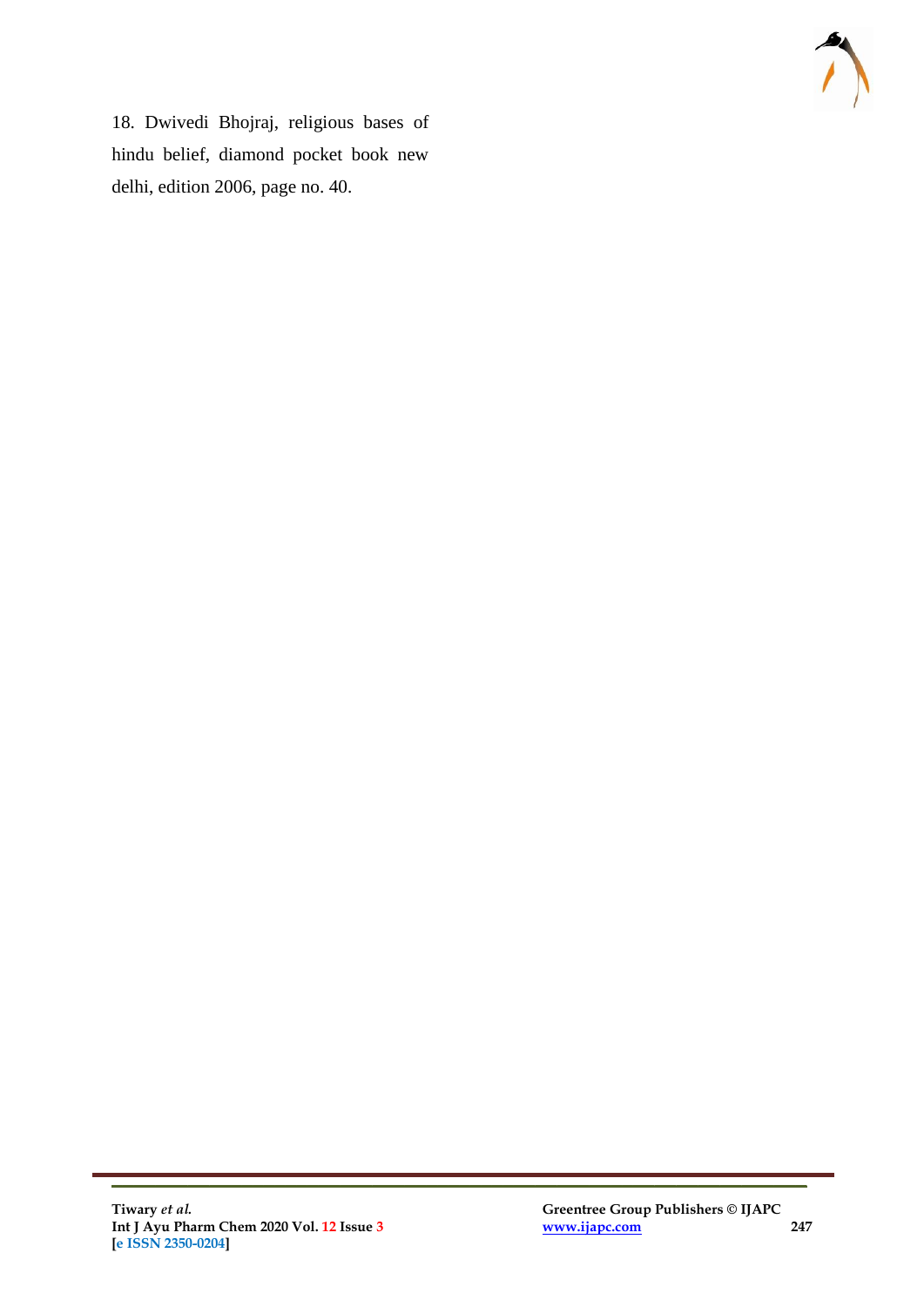18. Dwivedi Bhojraj, religious bases of hindu belief, diamond pocket book new delhi, edition 2006, page no. 40.